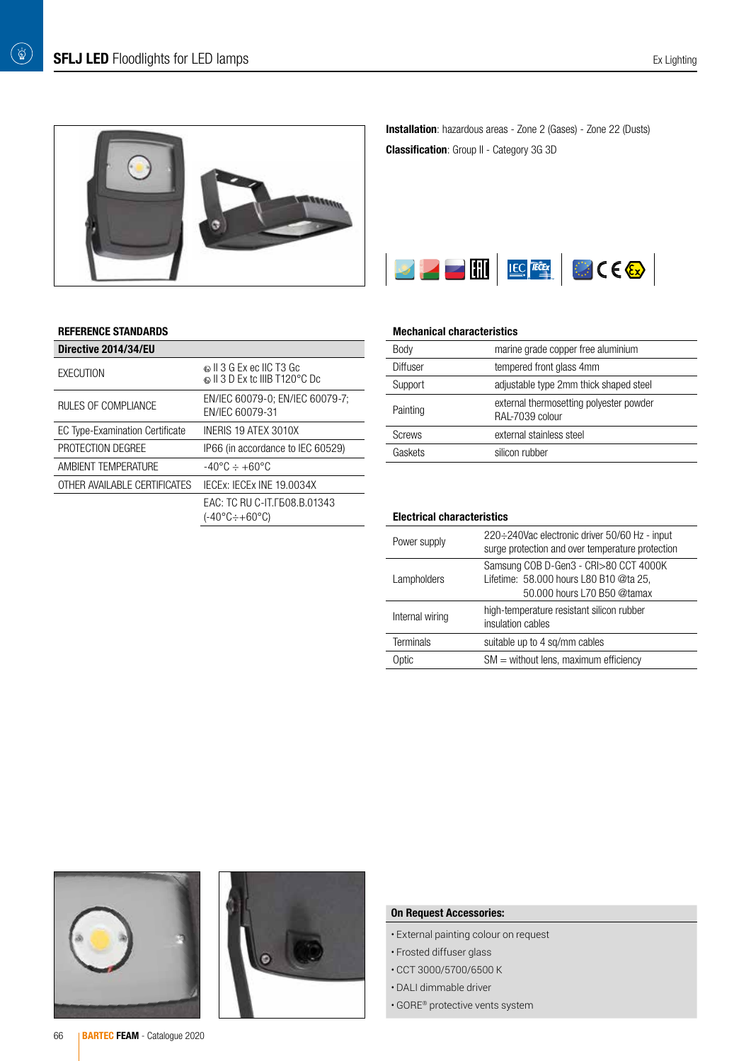# SFLJ LED Floodlights for LED lamps

**Installation**: hazardous areas - Zone 2 (Gases) - Zone 22 (Dusts)

**Classification**: Group II - Category 3G 3D

## REFERENCE STANDARDS

| Directive 2014/34/EU | |
|---|---|
| EXECUTION | Ⓔx II 3 G Ex ec IIC T3 Gc<br>Ⓔx II 3 D Ex tc IIIB T120°C Dc |
| RULES OF COMPLIANCE | EN/IEC 60079-0; EN/IEC 60079-7; EN/IEC 60079-31 |
| EC Type-Examination Certificate | INERIS 19 ATEX 3010X |
| PROTECTION DEGREE | IP66 (in accordance to IEC 60529) |
| AMBIENT TEMPERATURE | -40°C ÷ +60°C |
| OTHER AVAILABLE CERTIFICATES | IECEx: IECEx INE 19.0034X |
| | EAC: TC RU C-IT.ГБ08.В.01343 (-40°C÷+60°C) |

## Mechanical characteristics

| | |
|---|---|
| Body | marine grade copper free aluminium |
| Diffuser | tempered front glass 4mm |
| Support | adjustable type 2mm thick shaped steel |
| Painting | external thermosetting polyester powder RAL-7039 colour |
| Screws | external stainless steel |
| Gaskets | silicon rubber |

## Electrical characteristics

| | |
|---|---|
| Power supply | 220÷240Vac electronic driver 50/60 Hz - input surge protection and over temperature protection |
| Lampholders | Samsung COB D-Gen3 - CRI>80 CCT 4000K<br>Lifetime: 58.000 hours L80 B10 @ta 25,<br>50.000 hours L70 B50 @tamax |
| Internal wiring | high-temperature resistant silicon rubber insulation cables |
| Terminals | suitable up to 4 sq/mm cables |
| Optic | SM = without lens, maximum efficiency |

## On Request Accessories:

- External painting colour on request
- Frosted diffuser glass
- CCT 3000/5700/6500 K
- DALI dimmable driver
- GORE® protective vents system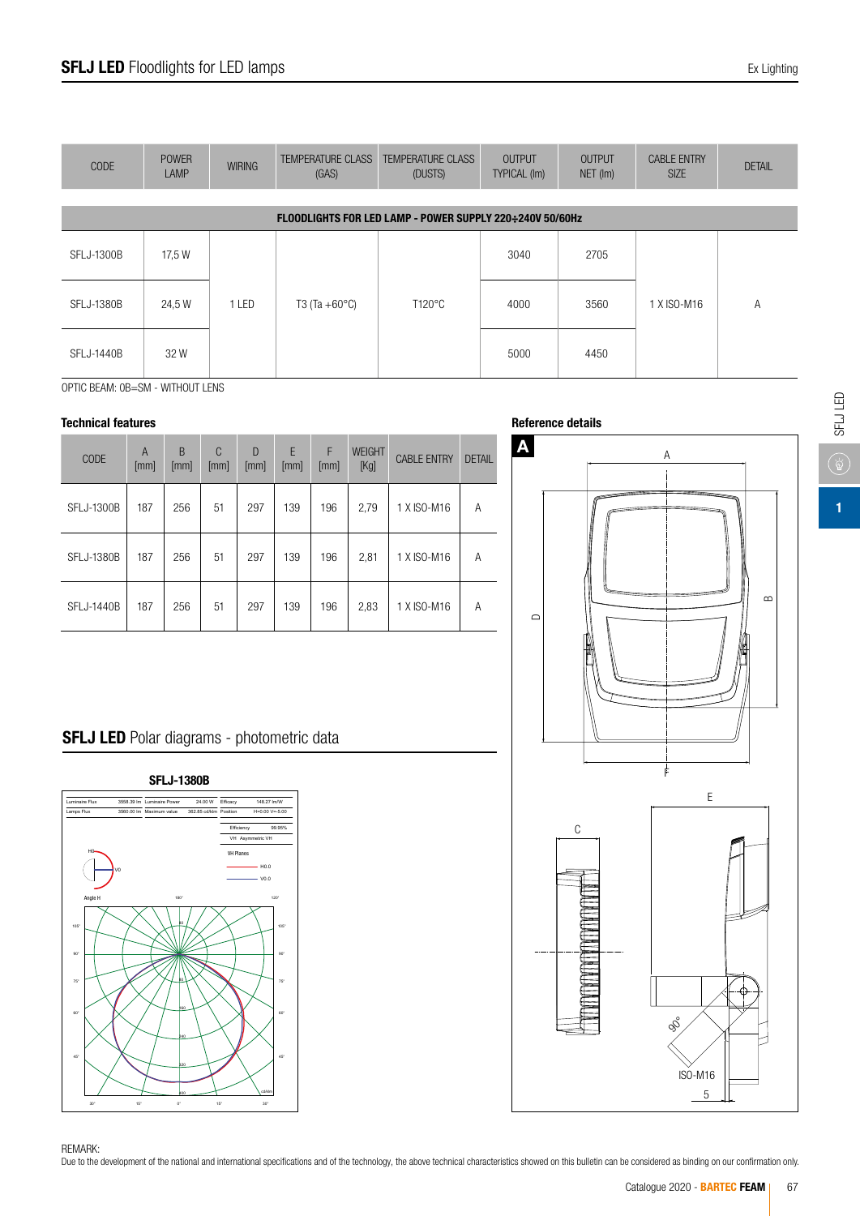## SFLJ LED Floodlights for LED lamps

| CODE | POWER LAMP | WIRING | TEMPERATURE CLASS (GAS) | TEMPERATURE CLASS (DUSTS) | OUTPUT TYPICAL (lm) | OUTPUT NET (lm) | CABLE ENTRY SIZE | DETAIL |
|---|---|---|---|---|---|---|---|---|
| **FLOODLIGHTS FOR LED LAMP - POWER SUPPLY 220÷240V 50/60Hz** | | | | | | | | |
| SFLJ-1300B | 17,5 W | 1 LED | T3 (Ta +60°C) | T120°C | 3040 | 2705 | 1 X ISO-M16 | A |
| SFLJ-1380B | 24,5 W | 1 LED | T3 (Ta +60°C) | T120°C | 4000 | 3560 | 1 X ISO-M16 | A |
| SFLJ-1440B | 32 W | 1 LED | T3 (Ta +60°C) | T120°C | 5000 | 4450 | 1 X ISO-M16 | A |

OPTIC BEAM: OB=SM - WITHOUT LENS

### Technical features

| CODE | A [mm] | B [mm] | C [mm] | D [mm] | E [mm] | F [mm] | WEIGHT [Kg] | CABLE ENTRY | DETAIL |
|---|---|---|---|---|---|---|---|---|---|
| SFLJ-1300B | 187 | 256 | 51 | 297 | 139 | 196 | 2,79 | 1 X ISO-M16 | A |
| SFLJ-1380B | 187 | 256 | 51 | 297 | 139 | 196 | 2,81 | 1 X ISO-M16 | A |
| SFLJ-1440B | 187 | 256 | 51 | 297 | 139 | 196 | 2,83 | 1 X ISO-M16 | A |

### Reference details

A

A
B
D
F
C
E
90°
ISO-M16
5

## SFLJ LED Polar diagrams - photometric data

**SFLJ-1380B**

Luminaire Flux 3558.39 lm
Lamps Flux 3560.00 lm
Luminaire Power 24.00 W
Maximum value 362.65 cd/klm
Efficacy 148.27 lm/W
Position H=0.00 V=-5.00
Efficiency 99.95%
VH Asymmetric VH
VH Planes
H0.0
V0.0
Angle H
cd/klm

REMARK:
Due to the development of the national and international specifications and of the technology, the above technical characteristics showed on this bulletin can be considered as binding on our confirmation only.